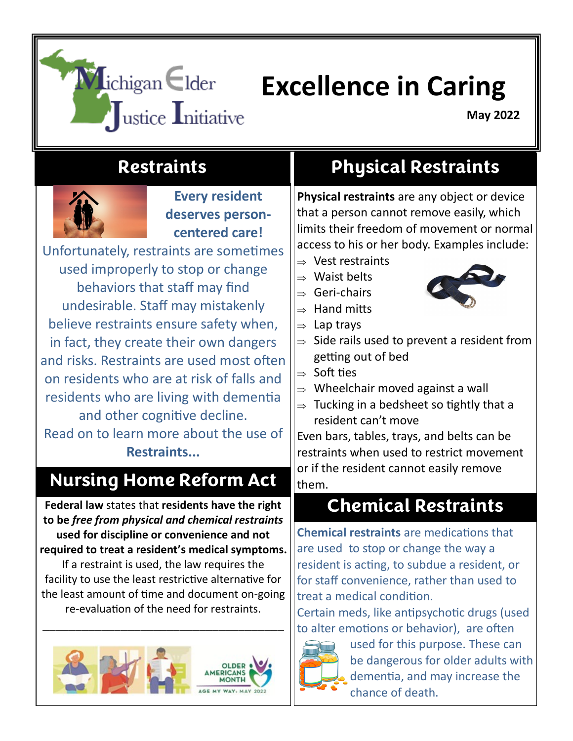Michigan Elder Justice Initiative

# Excellence in Caring

**May 2022**

## Restraints

**Every resident deserves person-centered care!**

Unfortunately, restraints are sometimes used improperly to stop or change behaviors that staff may find undesirable. Staff may mistakenly believe restraints ensure safety when, in fact, they create their own dangers and risks. Restraints are used most often on residents who are at risk of falls and residents who are living with dementia and other cognitive decline.

Read on to learn more about the use of **Restraints...**

## Nursing Home Reform Act

**Federal law** states that **residents have the right to be *free from physical and chemical restraints* used for discipline or convenience and not required to treat a resident's medical symptoms.** If a restraint is used, the law requires the facility to use the least restrictive alternative for the least amount of time and document on-going re-evaluation of the need for restraints.

---

OLDER AMERICANS MONTH

AGE MY WAY: MAY 2022

## Physical Restraints

**Physical restraints** are any object or device that a person cannot remove easily, which limits their freedom of movement or normal access to his or her body. Examples include:

- Vest restraints
- Waist belts
- Geri-chairs
- Hand mitts
- Lap trays
- Side rails used to prevent a resident from getting out of bed
- Soft ties
- Wheelchair moved against a wall
- Tucking in a bedsheet so tightly that a resident can't move

Even bars, tables, trays, and belts can be restraints when used to restrict movement or if the resident cannot easily remove them.

## Chemical Restraints

**Chemical restraints** are medications that are used to stop or change the way a resident is acting, to subdue a resident, or for staff convenience, rather than used to treat a medical condition.

Certain meds, like antipsychotic drugs (used to alter emotions or behavior), are often used for this purpose. These can be dangerous for older adults with dementia, and may increase the chance of death.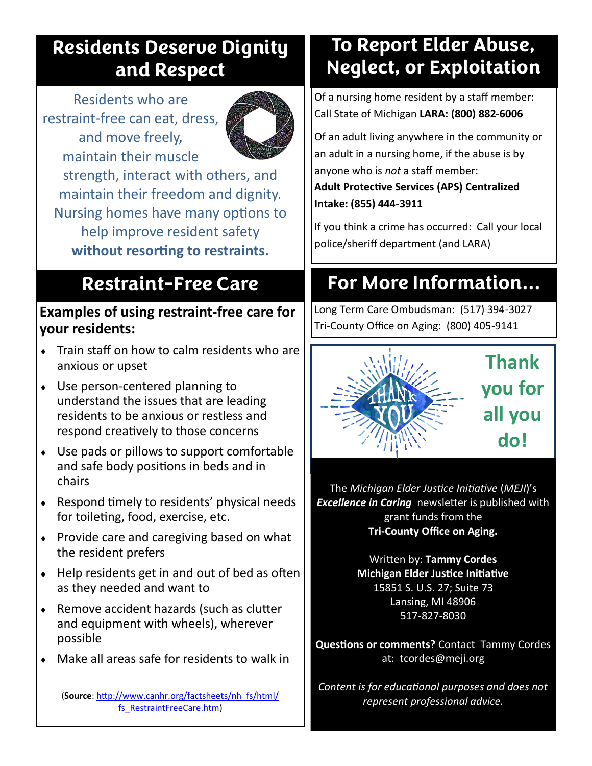## Residents Deserve Dignity and Respect

Residents who are restraint-free can eat, dress, and move freely, maintain their muscle strength, interact with others, and maintain their freedom and dignity. Nursing homes have many options to help improve resident safety **without resorting to restraints.**

## Restraint-Free Care

**Examples of using restraint-free care for your residents:**

- Train staff on how to calm residents who are anxious or upset
- Use person-centered planning to understand the issues that are leading residents to be anxious or restless and respond creatively to those concerns
- Use pads or pillows to support comfortable and safe body positions in beds and in chairs
- Respond timely to residents' physical needs for toileting, food, exercise, etc.
- Provide care and caregiving based on what the resident prefers
- Help residents get in and out of bed as often as they needed and want to
- Remove accident hazards (such as clutter and equipment with wheels), wherever possible
- Make all areas safe for residents to walk in

(**Source**: http://www.canhr.org/factsheets/nh_fs/html/fs_RestraintFreeCare.htm)

## To Report Elder Abuse, Neglect, or Exploitation

Of a nursing home resident by a staff member: Call State of Michigan **LARA: (800) 882-6006**

Of an adult living anywhere in the community or an adult in a nursing home, if the abuse is by anyone who is *not* a staff member: **Adult Protective Services (APS) Centralized Intake: (855) 444-3911**

If you think a crime has occurred: Call your local police/sheriff department (and LARA)

## For More Information...

Long Term Care Ombudsman: (517) 394-3027
Tri-County Office on Aging: (800) 405-9141

**Thank you for all you do!**

The *Michigan Elder Justice Initiative* (*MEJI*)'s ***Excellence in Caring*** newsletter is published with grant funds from the **Tri-County Office on Aging.**

Written by: **Tammy Cordes**
**Michigan Elder Justice Initiative**
15851 S. U.S. 27; Suite 73
Lansing, MI 48906
517-827-8030

**Questions or comments?** Contact Tammy Cordes at: tcordes@meji.org

*Content is for educational purposes and does not represent professional advice.*